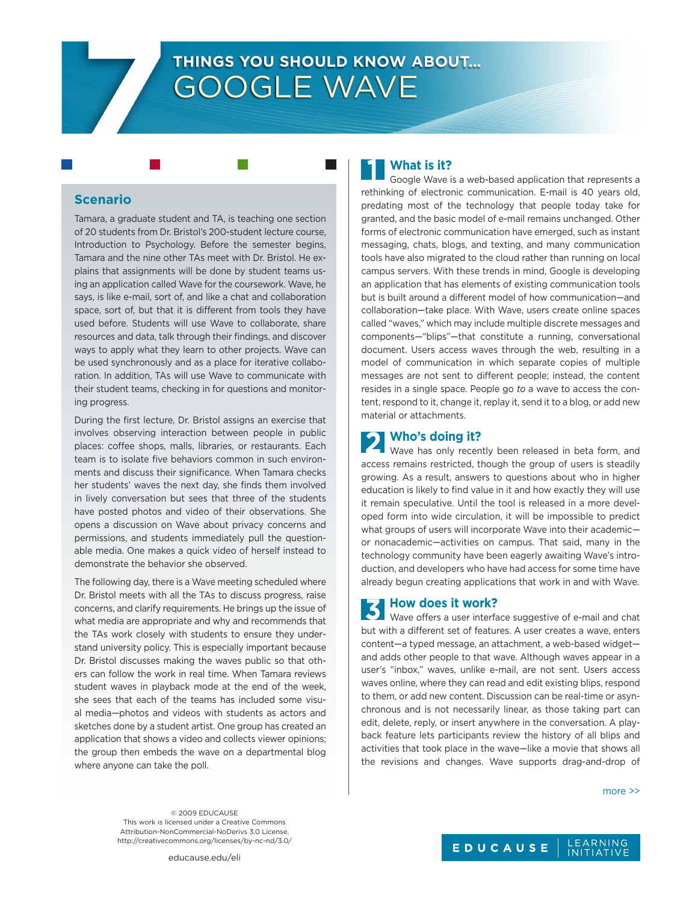# THINGS YOU SHOULD KNOW ABOUT... GOOGLE WAVE

## Scenario

Tamara, a graduate student and TA, is teaching one section of 20 students from Dr. Bristol's 200-student lecture course, Introduction to Psychology. Before the semester begins, Tamara and the nine other TAs meet with Dr. Bristol. He explains that assignments will be done by student teams using an application called Wave for the coursework. Wave, he says, is like e-mail, sort of, and like a chat and collaboration space, sort of, but that it is different from tools they have used before. Students will use Wave to collaborate, share resources and data, talk through their findings, and discover ways to apply what they learn to other projects. Wave can be used synchronously and as a place for iterative collaboration. In addition, TAs will use Wave to communicate with their student teams, checking in for questions and monitoring progress.

During the first lecture, Dr. Bristol assigns an exercise that involves observing interaction between people in public places: coffee shops, malls, libraries, or restaurants. Each team is to isolate five behaviors common in such environments and discuss their significance. When Tamara checks her students' waves the next day, she finds them involved in lively conversation but sees that three of the students have posted photos and video of their observations. She opens a discussion on Wave about privacy concerns and permissions, and students immediately pull the questionable media. One makes a quick video of herself instead to demonstrate the behavior she observed.

The following day, there is a Wave meeting scheduled where Dr. Bristol meets with all the TAs to discuss progress, raise concerns, and clarify requirements. He brings up the issue of what media are appropriate and why and recommends that the TAs work closely with students to ensure they understand university policy. This is especially important because Dr. Bristol discusses making the waves public so that others can follow the work in real time. When Tamara reviews student waves in playback mode at the end of the week, she sees that each of the teams has included some visual media—photos and videos with students as actors and sketches done by a student artist. One group has created an application that shows a video and collects viewer opinions; the group then embeds the wave on a departmental blog where anyone can take the poll.

## 1 What is it?

Google Wave is a web-based application that represents a rethinking of electronic communication. E-mail is 40 years old, predating most of the technology that people today take for granted, and the basic model of e-mail remains unchanged. Other forms of electronic communication have emerged, such as instant messaging, chats, blogs, and texting, and many communication tools have also migrated to the cloud rather than running on local campus servers. With these trends in mind, Google is developing an application that has elements of existing communication tools but is built around a different model of how communication—and collaboration—take place. With Wave, users create online spaces called "waves," which may include multiple discrete messages and components—"blips"—that constitute a running, conversational document. Users access waves through the web, resulting in a model of communication in which separate copies of multiple messages are not sent to different people; instead, the content resides in a single space. People go *to* a wave to access the content, respond to it, change it, replay it, send it to a blog, or add new material or attachments.

## 2 Who's doing it?

Wave has only recently been released in beta form, and access remains restricted, though the group of users is steadily growing. As a result, answers to questions about who in higher education is likely to find value in it and how exactly they will use it remain speculative. Until the tool is released in a more developed form into wide circulation, it will be impossible to predict what groups of users will incorporate Wave into their academic—or nonacademic—activities on campus. That said, many in the technology community have been eagerly awaiting Wave's introduction, and developers who have had access for some time have already begun creating applications that work in and with Wave.

## 3 How does it work?

Wave offers a user interface suggestive of e-mail and chat but with a different set of features. A user creates a wave, enters content—a typed message, an attachment, a web-based widget—and adds other people to that wave. Although waves appear in a user's "inbox," waves, unlike e-mail, are not sent. Users access waves online, where they can read and edit existing blips, respond to them, or add new content. Discussion can be real-time or asynchronous and is not necessarily linear, as those taking part can edit, delete, reply, or insert anywhere in the conversation. A playback feature lets participants review the history of all blips and activities that took place in the wave—like a movie that shows all the revisions and changes. Wave supports drag-and-drop of

more >>

© 2009 EDUCAUSE
This work is licensed under a Creative Commons Attribution-NonCommercial-NoDerivs 3.0 License.
http://creativecommons.org/licenses/by-nc-nd/3.0/

educause.edu/eli

EDUCAUSE LEARNING INITIATIVE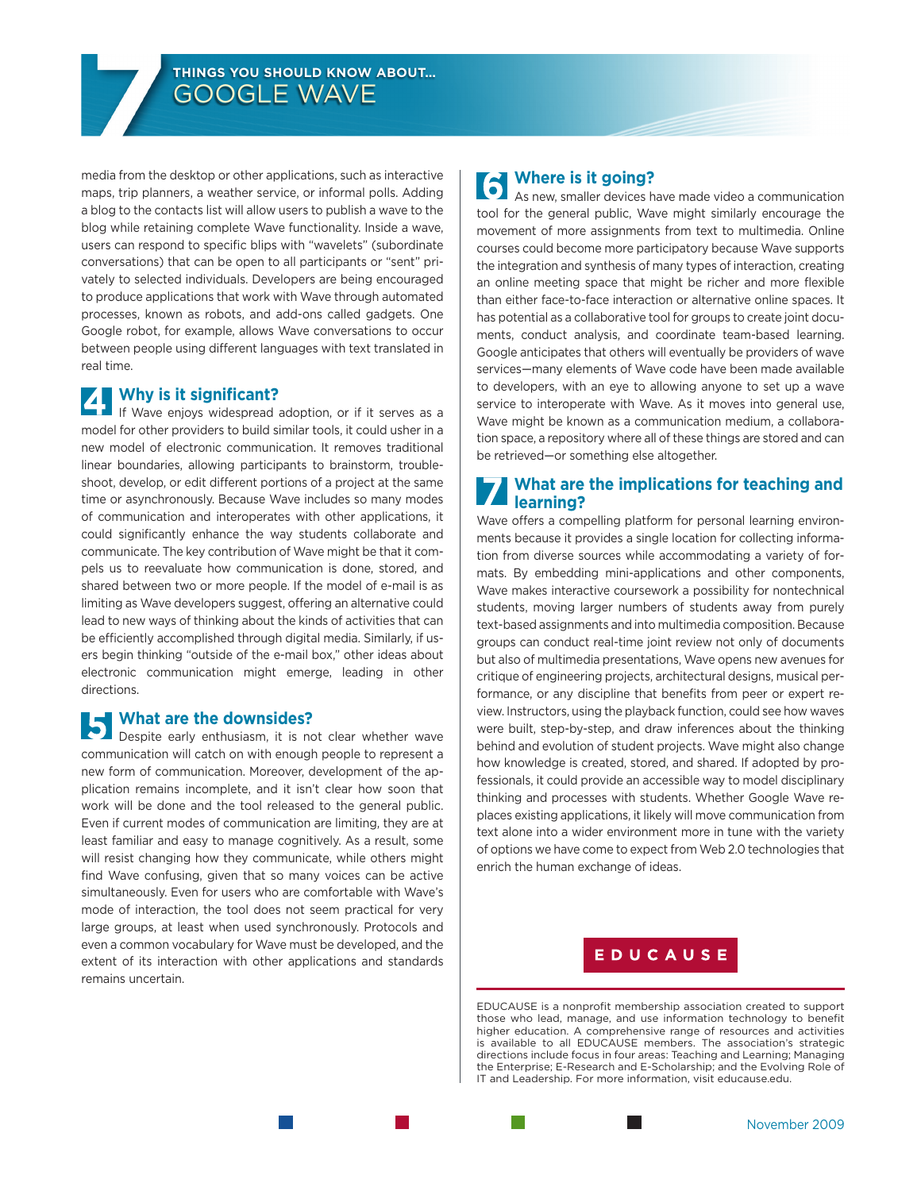media from the desktop or other applications, such as interactive maps, trip planners, a weather service, or informal polls. Adding a blog to the contacts list will allow users to publish a wave to the blog while retaining complete Wave functionality. Inside a wave, users can respond to specific blips with "wavelets" (subordinate conversations) that can be open to all participants or "sent" privately to selected individuals. Developers are being encouraged to produce applications that work with Wave through automated processes, known as robots, and add-ons called gadgets. One Google robot, for example, allows Wave conversations to occur between people using different languages with text translated in real time.

## 4 Why is it significant?

If Wave enjoys widespread adoption, or if it serves as a model for other providers to build similar tools, it could usher in a new model of electronic communication. It removes traditional linear boundaries, allowing participants to brainstorm, troubleshoot, develop, or edit different portions of a project at the same time or asynchronously. Because Wave includes so many modes of communication and interoperates with other applications, it could significantly enhance the way students collaborate and communicate. The key contribution of Wave might be that it compels us to reevaluate how communication is done, stored, and shared between two or more people. If the model of e-mail is as limiting as Wave developers suggest, offering an alternative could lead to new ways of thinking about the kinds of activities that can be efficiently accomplished through digital media. Similarly, if users begin thinking "outside of the e-mail box," other ideas about electronic communication might emerge, leading in other directions.

## 5 What are the downsides?

Despite early enthusiasm, it is not clear whether wave communication will catch on with enough people to represent a new form of communication. Moreover, development of the application remains incomplete, and it isn't clear how soon that work will be done and the tool released to the general public. Even if current modes of communication are limiting, they are at least familiar and easy to manage cognitively. As a result, some will resist changing how they communicate, while others might find Wave confusing, given that so many voices can be active simultaneously. Even for users who are comfortable with Wave's mode of interaction, the tool does not seem practical for very large groups, at least when used synchronously. Protocols and even a common vocabulary for Wave must be developed, and the extent of its interaction with other applications and standards remains uncertain.

## 6 Where is it going?

As new, smaller devices have made video a communication tool for the general public, Wave might similarly encourage the movement of more assignments from text to multimedia. Online courses could become more participatory because Wave supports the integration and synthesis of many types of interaction, creating an online meeting space that might be richer and more flexible than either face-to-face interaction or alternative online spaces. It has potential as a collaborative tool for groups to create joint documents, conduct analysis, and coordinate team-based learning. Google anticipates that others will eventually be providers of wave services—many elements of Wave code have been made available to developers, with an eye to allowing anyone to set up a wave service to interoperate with Wave. As it moves into general use, Wave might be known as a communication medium, a collaboration space, a repository where all of these things are stored and can be retrieved—or something else altogether.

## 7 What are the implications for teaching and learning?

Wave offers a compelling platform for personal learning environments because it provides a single location for collecting information from diverse sources while accommodating a variety of formats. By embedding mini-applications and other components, Wave makes interactive coursework a possibility for nontechnical students, moving larger numbers of students away from purely text-based assignments and into multimedia composition. Because groups can conduct real-time joint review not only of documents but also of multimedia presentations, Wave opens new avenues for critique of engineering projects, architectural designs, musical performance, or any discipline that benefits from peer or expert review. Instructors, using the playback function, could see how waves were built, step-by-step, and draw inferences about the thinking behind and evolution of student projects. Wave might also change how knowledge is created, stored, and shared. If adopted by professionals, it could provide an accessible way to model disciplinary thinking and processes with students. Whether Google Wave replaces existing applications, it likely will move communication from text alone into a wider environment more in tune with the variety of options we have come to expect from Web 2.0 technologies that enrich the human exchange of ideas.

EDUCAUSE

EDUCAUSE is a nonprofit membership association created to support those who lead, manage, and use information technology to benefit higher education. A comprehensive range of resources and activities is available to all EDUCAUSE members. The association's strategic directions include focus in four areas: Teaching and Learning; Managing the Enterprise; E-Research and E-Scholarship; and the Evolving Role of IT and Leadership. For more information, visit educause.edu.

November 2009